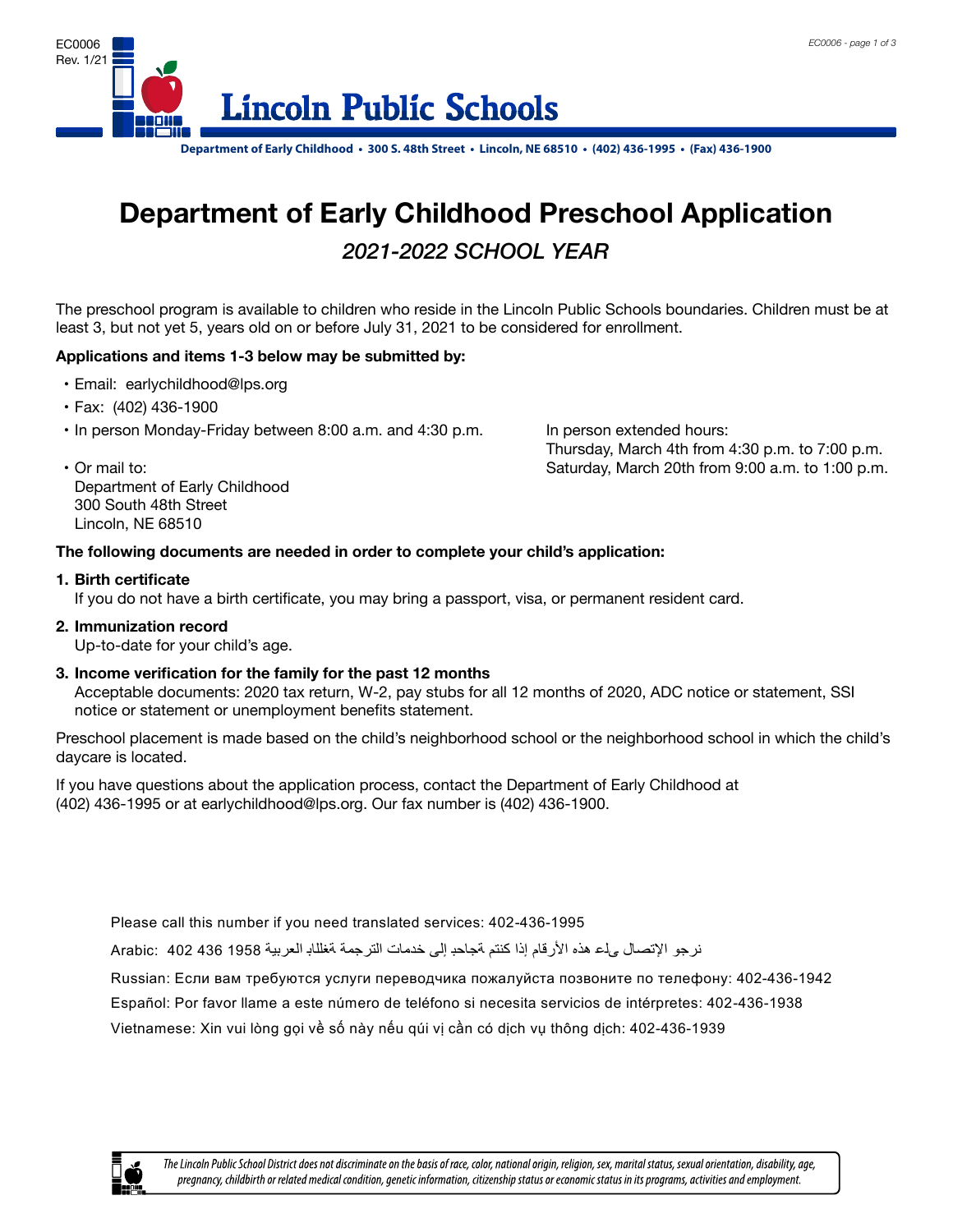EC0006
Rev. 1/21

**Lincoln Public Schools**

**Department of Early Childhood • 300 S. 48th Street • Lincoln, NE 68510 • (402) 436-1995 • (Fax) 436-1900**

# Department of Early Childhood Preschool Application

## *2021-2022 SCHOOL YEAR*

The preschool program is available to children who reside in the Lincoln Public Schools boundaries. Children must be at least 3, but not yet 5, years old on or before July 31, 2021 to be considered for enrollment.

**Applications and items 1-3 below may be submitted by:**

- Email: earlychildhood@lps.org
- Fax: (402) 436-1900
- In person Monday-Friday between 8:00 a.m. and 4:30 p.m.
- Or mail to:
  Department of Early Childhood
  300 South 48th Street
  Lincoln, NE 68510

In person extended hours:
Thursday, March 4th from 4:30 p.m. to 7:00 p.m.
Saturday, March 20th from 9:00 a.m. to 1:00 p.m.

**The following documents are needed in order to complete your child's application:**

1. **Birth certificate**
   If you do not have a birth certificate, you may bring a passport, visa, or permanent resident card.
2. **Immunization record**
   Up-to-date for your child's age.
3. **Income verification for the family for the past 12 months**
   Acceptable documents: 2020 tax return, W-2, pay stubs for all 12 months of 2020, ADC notice or statement, SSI notice or statement or unemployment benefits statement.

Preschool placement is made based on the child's neighborhood school or the neighborhood school in which the child's daycare is located.

If you have questions about the application process, contact the Department of Early Childhood at (402) 436-1995 or at earlychildhood@lps.org. Our fax number is (402) 436-1900.

Please call this number if you need translated services: 402-436-1995

Arabic: نرجو الإتصال على هذه الأرقام إذا كنتم بحاجة إلى خدمات الترجمة باللغة العربية 1958 436 402

Russian: Если вам требуются услуги переводчика пожалуйста позвоните по телефону: 402-436-1942

Español: Por favor llame a este número de teléfono si necesita servicios de intérpretes: 402-436-1938

Vietnamese: Xin vui lòng gọi về số này nếu qúi vị cần có dịch vụ thông dịch: 402-436-1939

*The Lincoln Public School District does not discriminate on the basis of race, color, national origin, religion, sex, marital status, sexual orientation, disability, age, pregnancy, childbirth or related medical condition, genetic information, citizenship status or economic status in its programs, activities and employment.*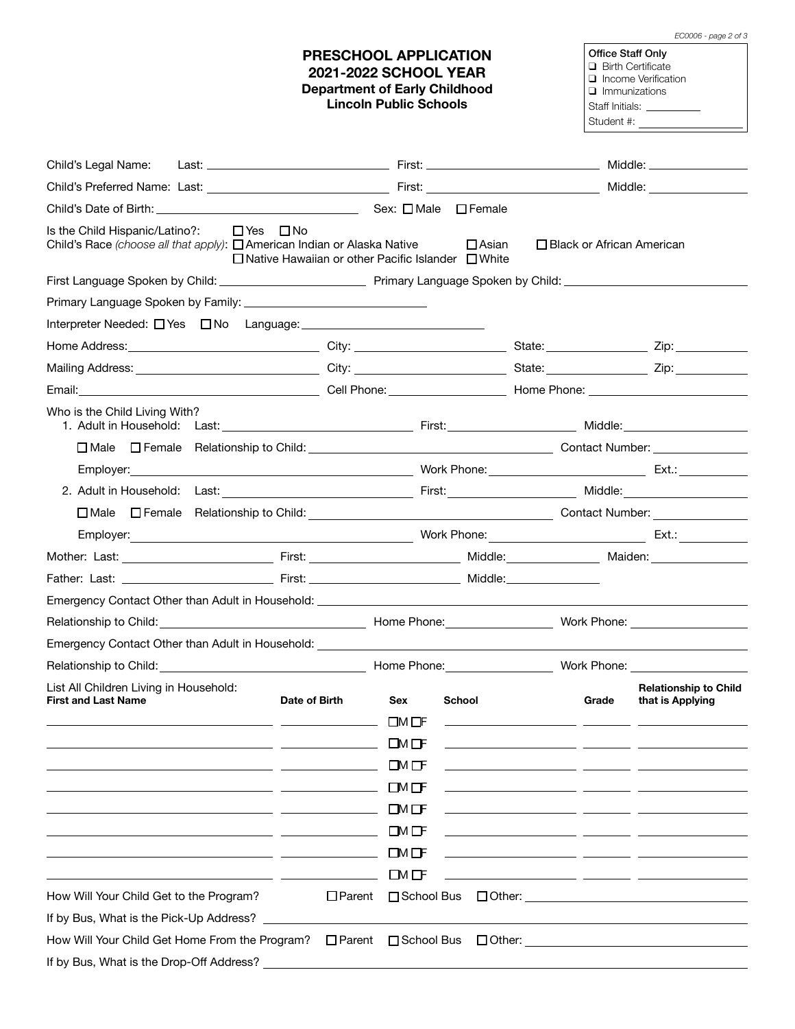# PRESCHOOL APPLICATION
## 2021-2022 SCHOOL YEAR
### Department of Early Childhood
### Lincoln Public Schools

**Office Staff Only**
- ☐ Birth Certificate
- ☐ Income Verification
- ☐ Immunizations

Staff Initials: ____________

Student #: ____________

Child's Legal Name: Last: ____________ First: ____________ Middle: ____________

Child's Preferred Name: Last: ____________ First: ____________ Middle: ____________

Child's Date of Birth: ____________ Sex: ☐ Male ☐ Female

Is the Child Hispanic/Latino?: ☐ Yes ☐ No

Child's Race *(choose all that apply)*: ☐ American Indian or Alaska Native ☐ Asian ☐ Black or African American ☐ Native Hawaiian or other Pacific Islander ☐ White

First Language Spoken by Child: ____________ Primary Language Spoken by Child: ____________

Primary Language Spoken by Family: ____________

Interpreter Needed: ☐ Yes ☐ No Language: ____________

Home Address: ____________ City: ____________ State: ____________ Zip: ____________

Mailing Address: ____________ City: ____________ State: ____________ Zip: ____________

Email: ____________ Cell Phone: ____________ Home Phone: ____________

Who is the Child Living With?

1. Adult in Household: Last: ____________ First: ____________ Middle: ____________

   ☐ Male ☐ Female Relationship to Child: ____________ Contact Number: ____________

   Employer: ____________ Work Phone: ____________ Ext.: ____________

2. Adult in Household: Last: ____________ First: ____________ Middle: ____________

   ☐ Male ☐ Female Relationship to Child: ____________ Contact Number: ____________

   Employer: ____________ Work Phone: ____________ Ext.: ____________

Mother: Last: ____________ First: ____________ Middle: ____________ Maiden: ____________

Father: Last: ____________ First: ____________ Middle: ____________

Emergency Contact Other than Adult in Household: ____________

Relationship to Child: ____________ Home Phone: ____________ Work Phone: ____________

Emergency Contact Other than Adult in Household: ____________

Relationship to Child: ____________ Home Phone: ____________ Work Phone: ____________

List All Children Living in Household:

| First and Last Name | Date of Birth | Sex | School | Grade | Relationship to Child that is Applying |
|---|---|---|---|---|---|
| | | ☐M ☐F | | | |
| | | ☐M ☐F | | | |
| | | ☐M ☐F | | | |
| | | ☐M ☐F | | | |
| | | ☐M ☐F | | | |
| | | ☐M ☐F | | | |
| | | ☐M ☐F | | | |
| | | ☐M ☐F | | | |

How Will Your Child Get to the Program? ☐ Parent ☐ School Bus ☐ Other: ____________

If by Bus, What is the Pick-Up Address? ____________

How Will Your Child Get Home From the Program? ☐ Parent ☐ School Bus ☐ Other: ____________

If by Bus, What is the Drop-Off Address? ____________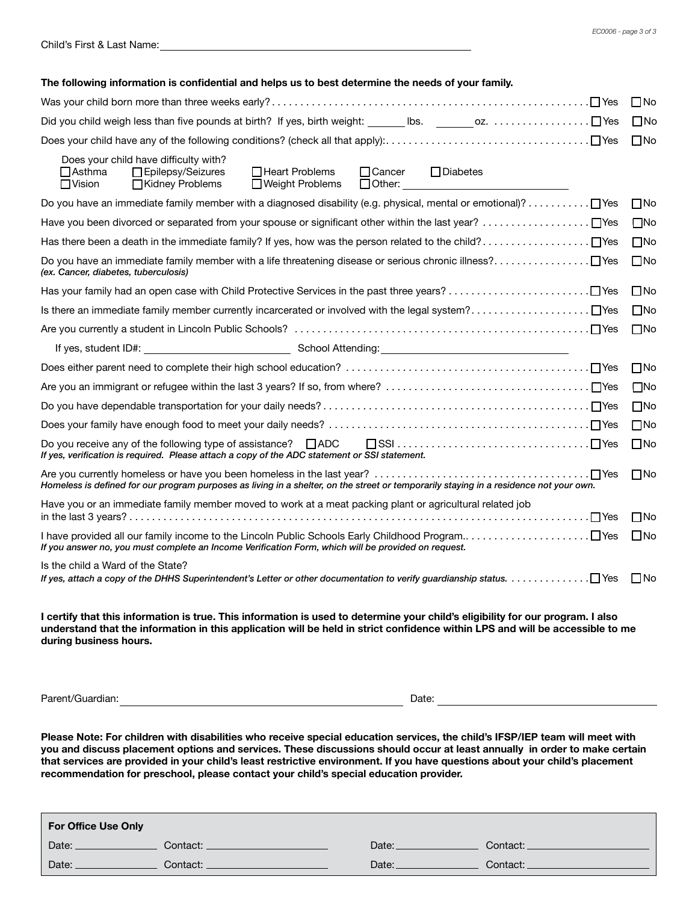Child's First & Last Name: ______________________________

**The following information is confidential and helps us to best determine the needs of your family.**

Was your child born more than three weeks early? ☐ Yes ☐ No

Did you child weigh less than five pounds at birth? If yes, birth weight: ______ lbs. ______ oz. ☐ Yes ☐ No

Does your child have any of the following conditions? (check all that apply): ☐ Yes ☐ No

Does your child have difficulty with?
☐ Asthma ☐ Epilepsy/Seizures ☐ Heart Problems ☐ Cancer ☐ Diabetes
☐ Vision ☐ Kidney Problems ☐ Weight Problems ☐ Other: ______________________

Do you have an immediate family member with a diagnosed disability (e.g. physical, mental or emotional)? ☐ Yes ☐ No

Have you been divorced or separated from your spouse or significant other within the last year? ☐ Yes ☐ No

Has there been a death in the immediate family? If yes, how was the person related to the child? ☐ Yes ☐ No

Do you have an immediate family member with a life threatening disease or serious chronic illness? ☐ Yes ☐ No
*(ex. Cancer, diabetes, tuberculosis)*

Has your family had an open case with Child Protective Services in the past three years? ☐ Yes ☐ No

Is there an immediate family member currently incarcerated or involved with the legal system? ☐ Yes ☐ No

Are you currently a student in Lincoln Public Schools? ☐ Yes ☐ No

If yes, student ID#: ____________________ School Attending: ____________________

Does either parent need to complete their high school education? ☐ Yes ☐ No

Are you an immigrant or refugee within the last 3 years? If so, from where? ☐ Yes ☐ No

Do you have dependable transportation for your daily needs? ☐ Yes ☐ No

Does your family have enough food to meet your daily needs? ☐ Yes ☐ No

Do you receive any of the following type of assistance? ☐ ADC ☐ SSI ☐ Yes ☐ No
*If yes, verification is required. Please attach a copy of the ADC statement or SSI statement.*

Are you currently homeless or have you been homeless in the last year? ☐ Yes ☐ No
*Homeless is defined for our program purposes as living in a shelter, on the street or temporarily staying in a residence not your own.*

Have you or an immediate family member moved to work at a meat packing plant or agricultural related job in the last 3 years? ☐ Yes ☐ No

I have provided all our family income to the Lincoln Public Schools Early Childhood Program. ☐ Yes ☐ No
*If you answer no, you must complete an Income Verification Form, which will be provided on request.*

Is the child a Ward of the State?
*If yes, attach a copy of the DHHS Superintendent's Letter or other documentation to verify guardianship status.* ☐ Yes ☐ No

**I certify that this information is true. This information is used to determine your child's eligibility for our program. I also understand that the information in this application will be held in strict confidence within LPS and will be accessible to me during business hours.**

Parent/Guardian: ______________________________ Date: ____________________

**Please Note: For children with disabilities who receive special education services, the child's IFSP/IEP team will meet with you and discuss placement options and services. These discussions should occur at least annually in order to make certain that services are provided in your child's least restrictive environment. If you have questions about your child's placement recommendation for preschool, please contact your child's special education provider.**

| For Office Use Only | | | |
|---|---|---|---|
| Date: | Contact: | Date: | Contact: |
| Date: | Contact: | Date: | Contact: |